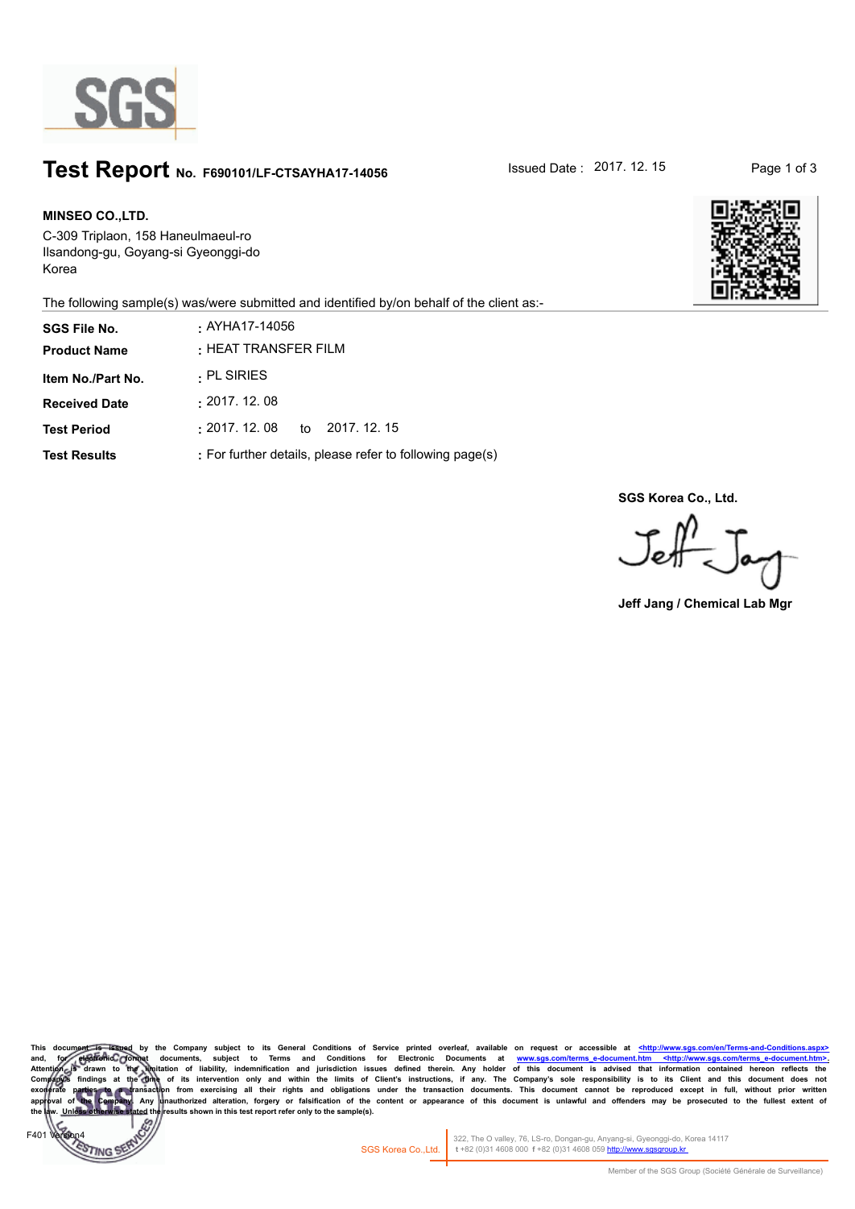# Test Report No. F690101/LF-CTSAYHA17-14056

Issued Date : 2017. 12. 15

**MINSEO CO.,LTD.**
C-309 Triplaon, 158 Haneulmaeul-ro
Ilsandong-gu, Goyang-si Gyeonggi-do
Korea

The following sample(s) was/were submitted and identified by/on behalf of the client as:-

| | |
|---|---|
| **SGS File No.** | : AYHA17-14056 |
| **Product Name** | : HEAT TRANSFER FILM |
| **Item No./Part No.** | : PL SIRIES |
| **Received Date** | : 2017. 12. 08 |
| **Test Period** | : 2017. 12. 08 to 2017. 12. 15 |
| **Test Results** | : For further details, please refer to following page(s) |

**SGS Korea Co., Ltd.**

Jeff Jang / Chemical Lab Mgr

This document is issued by the Company subject to its General Conditions of Service printed overleaf, available on request or accessible at <http://www.sgs.com/en/Terms-and-Conditions.aspx> and, for electronic format documents, subject to Terms and Conditions for Electronic Documents at www.sgs.com/terms_e-document.htm <http://www.sgs.com/terms_e-document.htm>. Attention is drawn to the limitation of liability, indemnification and jurisdiction issues defined therein. Any holder of this document is advised that information contained hereon reflects the Company's findings at the time of its intervention only and within the limits of Client's instructions, if any. The Company's sole responsibility is to its Client and this document does not exonerate parties to a transaction from exercising all their rights and obligations under the transaction documents. This document cannot be reproduced except in full, without prior written approval of the Company. Any unauthorized alteration, forgery or falsification of the content or appearance of this document is unlawful and offenders may be prosecuted to the fullest extent of the law. Unless otherwise stated the results shown in this test report refer only to the sample(s).

F401 Version4

SGS Korea Co.,Ltd. 322, The O valley, 76, LS-ro, Dongan-gu, Anyang-si, Gyeonggi-do, Korea 14117
t +82 (0)31 4608 000 f +82 (0)31 4608 059 http://www.sgsgroup.kr

Member of the SGS Group (Société Générale de Surveillance)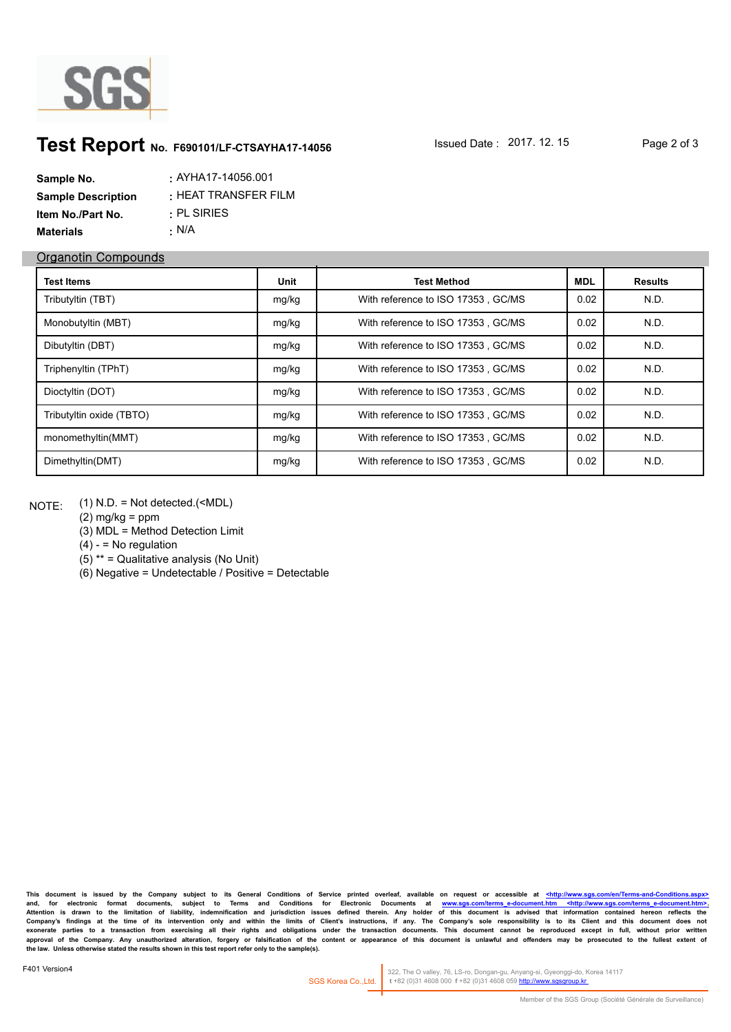# Test Report No. F690101/LF-CTSAYHA17-14056

Issued Date : 2017. 12. 15

| | |
|---|---|
| **Sample No.** | : AYHA17-14056.001 |
| **Sample Description** | : HEAT TRANSFER FILM |
| **Item No./Part No.** | : PL SIRIES |
| **Materials** | : N/A |

## Organotin Compounds

| Test Items | Unit | Test Method | MDL | Results |
|---|---|---|---|---|
| Tributyltin (TBT) | mg/kg | With reference to ISO 17353 , GC/MS | 0.02 | N.D. |
| Monobutyltin (MBT) | mg/kg | With reference to ISO 17353 , GC/MS | 0.02 | N.D. |
| Dibutyltin (DBT) | mg/kg | With reference to ISO 17353 , GC/MS | 0.02 | N.D. |
| Triphenyltin (TPhT) | mg/kg | With reference to ISO 17353 , GC/MS | 0.02 | N.D. |
| Dioctyltin (DOT) | mg/kg | With reference to ISO 17353 , GC/MS | 0.02 | N.D. |
| Tributyltin oxide (TBTO) | mg/kg | With reference to ISO 17353 , GC/MS | 0.02 | N.D. |
| monomethyltin(MMT) | mg/kg | With reference to ISO 17353 , GC/MS | 0.02 | N.D. |
| Dimethyltin(DMT) | mg/kg | With reference to ISO 17353 , GC/MS | 0.02 | N.D. |

NOTE:
(1) N.D. = Not detected.(<MDL)
(2) mg/kg = ppm
(3) MDL = Method Detection Limit
(4) - = No regulation
(5) ** = Qualitative analysis (No Unit)
(6) Negative = Undetectable / Positive = Detectable

This document is issued by the Company subject to its General Conditions of Service printed overleaf, available on request or accessible at <http://www.sgs.com/en/Terms-and-Conditions.aspx> and, for electronic format documents, subject to Terms and Conditions for Electronic Documents at www.sgs.com/terms_e-document.htm <http://www.sgs.com/terms_e-document.htm>. Attention is drawn to the limitation of liability, indemnification and jurisdiction issues defined therein. Any holder of this document is advised that information contained hereon reflects the Company's findings at the time of its intervention only and within the limits of Client's instructions, if any. The Company's sole responsibility is to its Client and this document does not exonerate parties to a transaction from exercising all their rights and obligations under the transaction documents. This document cannot be reproduced except in full, without prior written approval of the Company. Any unauthorized alteration, forgery or falsification of the content or appearance of this document is unlawful and offenders may be prosecuted to the fullest extent of the law. Unless otherwise stated the results shown in this test report refer only to the sample(s).

F401 Version4

SGS Korea Co.,Ltd. | 322, The O valley, 76, LS-ro, Dongan-gu, Anyang-si, Gyeonggi-do, Korea 14117 t +82 (0)31 4608 000 f +82 (0)31 4608 059 http://www.sgsgroup.kr

Member of the SGS Group (Société Générale de Surveillance)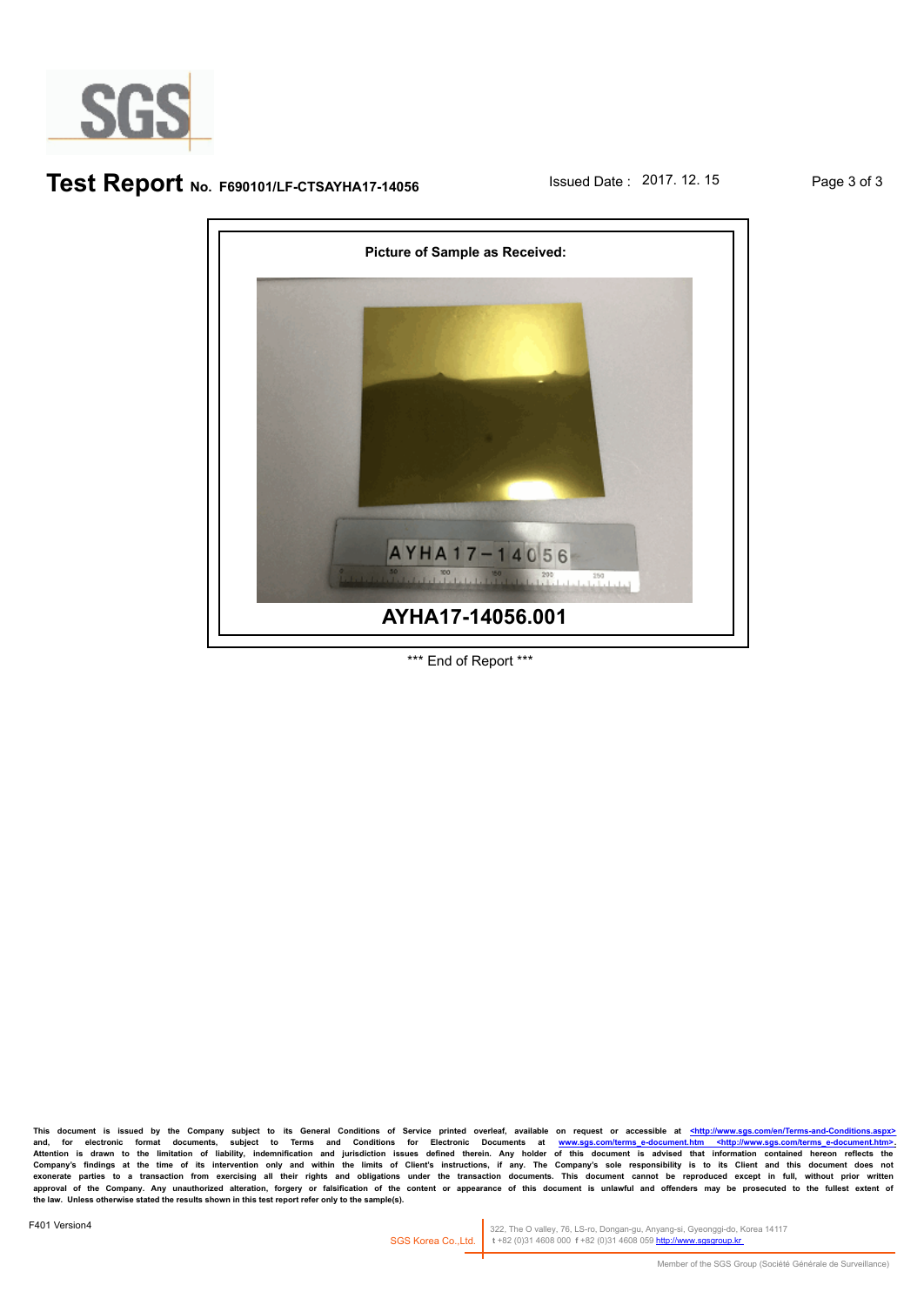# Test Report No. F690101/LF-CTSAYHA17-14056

Issued Date : 2017. 12. 15

**Picture of Sample as Received:**

**AYHA17-14056.001**

*** End of Report ***

**This document is issued by the Company subject to its General Conditions of Service printed overleaf, available on request or accessible at <http://www.sgs.com/en/Terms-and-Conditions.aspx> and, for electronic format documents, subject to Terms and Conditions for Electronic Documents at www.sgs.com/terms_e-document.htm <http://www.sgs.com/terms_e-document.htm>. Attention is drawn to the limitation of liability, indemnification and jurisdiction issues defined therein. Any holder of this document is advised that information contained hereon reflects the Company's findings at the time of its intervention only and within the limits of Client's instructions, if any. The Company's sole responsibility is to its Client and this document does not exonerate parties to a transaction from exercising all their rights and obligations under the transaction documents. This document cannot be reproduced except in full, without prior written approval of the Company. Any unauthorized alteration, forgery or falsification of the content or appearance of this document is unlawful and offenders may be prosecuted to the fullest extent of the law. Unless otherwise stated the results shown in this test report refer only to the sample(s).**

F401 Version4

SGS Korea Co.,Ltd. | 322, The O valley, 76, LS-ro, Dongan-gu, Anyang-si, Gyeonggi-do, Korea 14117
t +82 (0)31 4608 000 f +82 (0)31 4608 059 http://www.sgsgroup.kr

Member of the SGS Group (Société Générale de Surveillance)